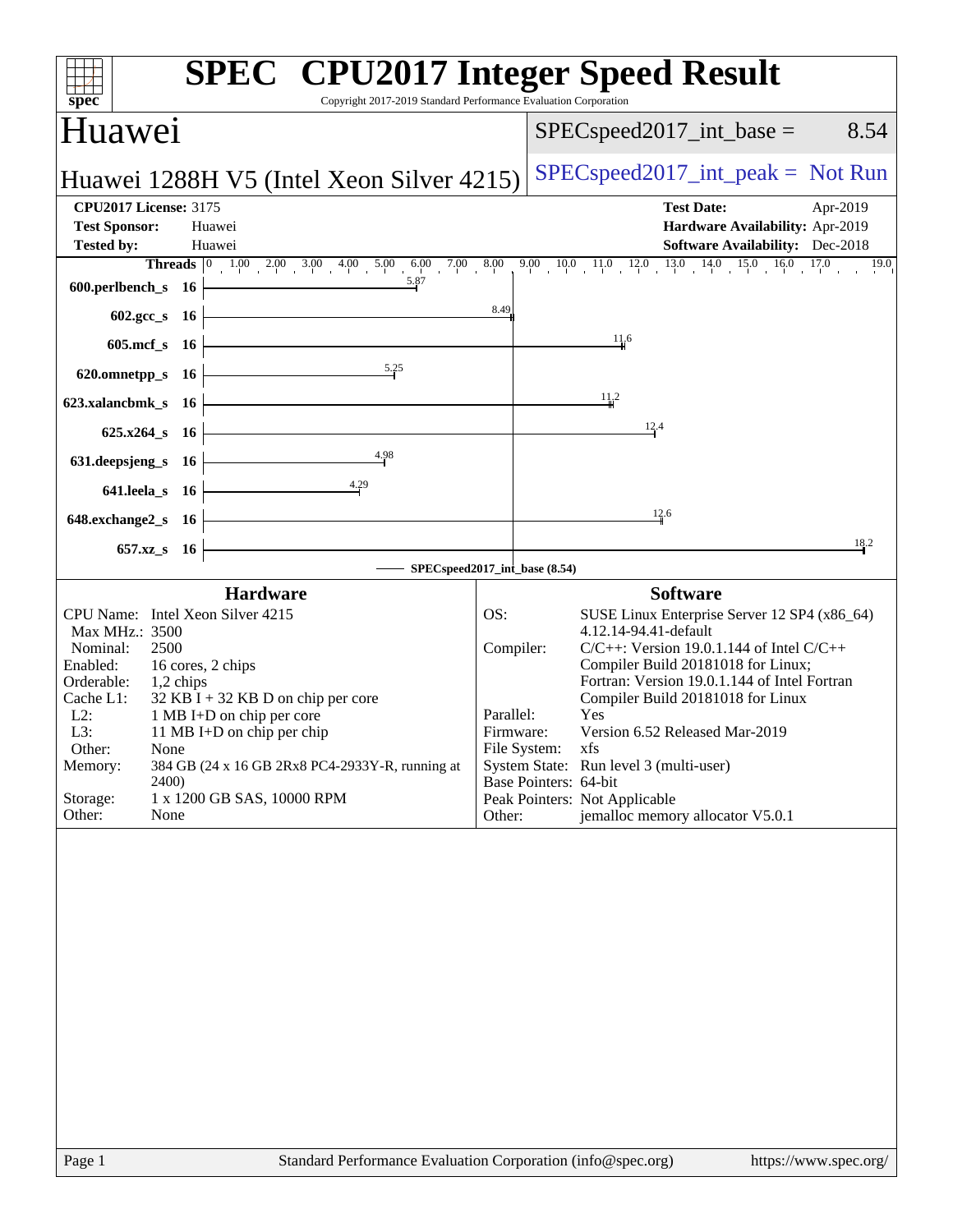# SPEC CPU2017 Integer Speed Result

Copyright 2017-2019 Standard Performance Evaluation Corporation

## Huawei

**Huawei 1288H V5 (Intel Xeon Silver 4215)**

SPECspeed2017_int_base = 8.54

SPECspeed2017_int_peak = Not Run

| | | | |
|---|---|---|---|
| **CPU2017 License:** | 3175 | **Test Date:** | Apr-2019 |
| **Test Sponsor:** | Huawei | **Hardware Availability:** | Apr-2019 |
| **Tested by:** | Huawei | **Software Availability:** | Dec-2018 |

| Benchmark | Threads | Base Ratio |
|---|---|---|
| 600.perlbench_s | 16 | 5.87 |
| 602.gcc_s | 16 | 8.49 |
| 605.mcf_s | 16 | 11.6 |
| 620.omnetpp_s | 16 | 5.25 |
| 623.xalancbmk_s | 16 | 11.2 |
| 625.x264_s | 16 | 12.4 |
| 631.deepsjeng_s | 16 | 4.98 |
| 641.leela_s | 16 | 4.29 |
| 648.exchange2_s | 16 | 12.6 |
| 657.xz_s | 16 | 18.2 |

SPECspeed2017_int_base (8.54)

### Hardware

| | |
|---|---|
| CPU Name: | Intel Xeon Silver 4215 |
| Max MHz.: | 3500 |
| Nominal: | 2500 |
| Enabled: | 16 cores, 2 chips |
| Orderable: | 1,2 chips |
| Cache L1: | 32 KB I + 32 KB D on chip per core |
| L2: | 1 MB I+D on chip per core |
| L3: | 11 MB I+D on chip per chip |
| Other: | None |
| Memory: | 384 GB (24 x 16 GB 2Rx8 PC4-2933Y-R, running at 2400) |
| Storage: | 1 x 1200 GB SAS, 10000 RPM |
| Other: | None |

### Software

| | |
|---|---|
| OS: | SUSE Linux Enterprise Server 12 SP4 (x86_64) 4.12.14-94.41-default |
| Compiler: | C/C++: Version 19.0.1.144 of Intel C/C++ Compiler Build 20181018 for Linux; Fortran: Version 19.0.1.144 of Intel Fortran Compiler Build 20181018 for Linux |
| Parallel: | Yes |
| Firmware: | Version 6.52 Released Mar-2019 |
| File System: | xfs |
| System State: | Run level 3 (multi-user) |
| Base Pointers: | 64-bit |
| Peak Pointers: | Not Applicable |
| Other: | jemalloc memory allocator V5.0.1 |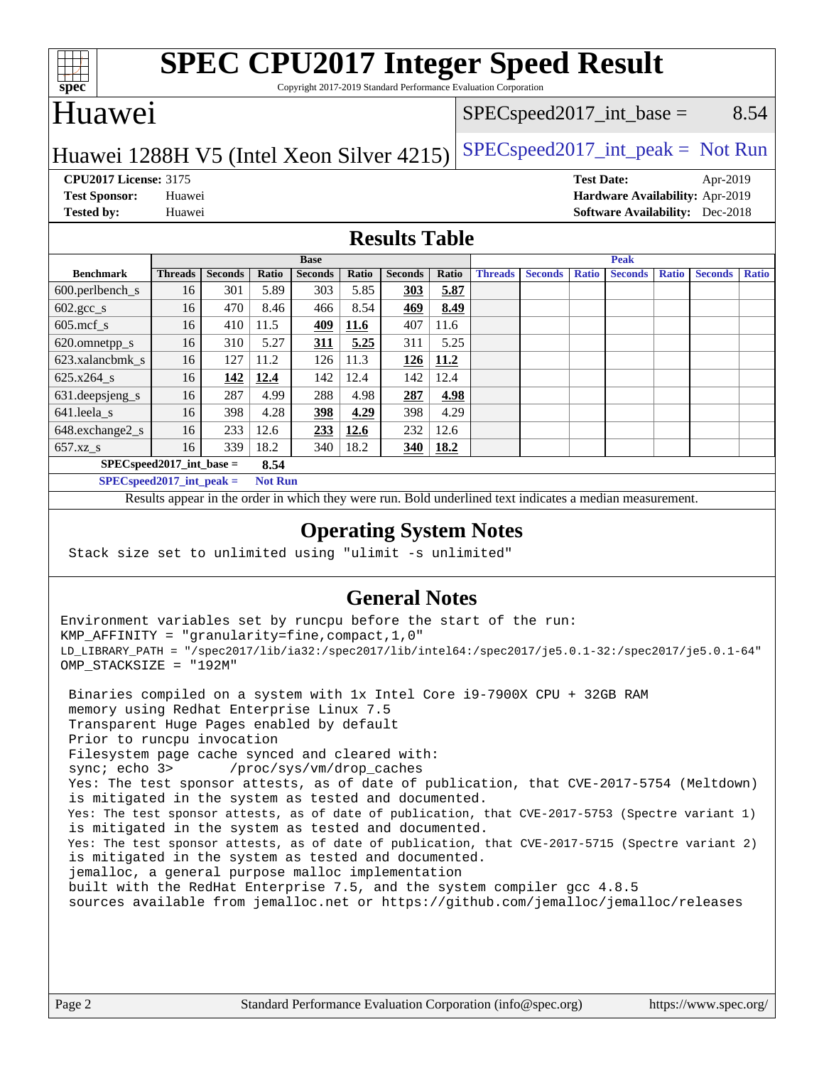# SPEC CPU2017 Integer Speed Result

Copyright 2017-2019 Standard Performance Evaluation Corporation

## Huawei

Huawei 1288H V5 (Intel Xeon Silver 4215)

SPECspeed2017_int_base = 8.54

SPECspeed2017_int_peak = Not Run

**CPU2017 License:** 3175
**Test Sponsor:** Huawei
**Tested by:** Huawei

**Test Date:** Apr-2019
**Hardware Availability:** Apr-2019
**Software Availability:** Dec-2018

## Results Table

| Benchmark | Base | | | | | | | Peak | | | | | | |
|---|---|---|---|---|---|---|---|---|---|---|---|---|---|---|
| | Threads | Seconds | Ratio | Seconds | Ratio | Seconds | Ratio | Threads | Seconds | Ratio | Seconds | Ratio | Seconds | Ratio |
| 600.perlbench_s | 16 | 301 | 5.89 | 303 | 5.85 | **303** | **5.87** | | | | | | | |
| 602.gcc_s | 16 | 470 | 8.46 | 466 | 8.54 | **469** | **8.49** | | | | | | | |
| 605.mcf_s | 16 | 410 | 11.5 | **409** | **11.6** | 407 | 11.6 | | | | | | | |
| 620.omnetpp_s | 16 | 310 | 5.27 | **311** | **5.25** | 311 | 5.25 | | | | | | | |
| 623.xalancbmk_s | 16 | 127 | 11.2 | 126 | 11.3 | **126** | **11.2** | | | | | | | |
| 625.x264_s | 16 | **142** | **12.4** | 142 | 12.4 | 142 | 12.4 | | | | | | | |
| 631.deepsjeng_s | 16 | 287 | 4.99 | 288 | 4.98 | **287** | **4.98** | | | | | | | |
| 641.leela_s | 16 | 398 | 4.28 | **398** | **4.29** | 398 | 4.29 | | | | | | | |
| 648.exchange2_s | 16 | 233 | 12.6 | **233** | **12.6** | 232 | 12.6 | | | | | | | |
| 657.xz_s | 16 | 339 | 18.2 | 340 | 18.2 | **340** | **18.2** | | | | | | | |

**SPECspeed2017_int_base = 8.54**

**SPECspeed2017_int_peak = Not Run**

Results appear in the order in which they were run. Bold underlined text indicates a median measurement.

## Operating System Notes

```
Stack size set to unlimited using "ulimit -s unlimited"
```

## General Notes

```
Environment variables set by runcpu before the start of the run:
KMP_AFFINITY = "granularity=fine,compact,1,0"
LD_LIBRARY_PATH = "/spec2017/lib/ia32:/spec2017/lib/intel64:/spec2017/je5.0.1-32:/spec2017/je5.0.1-64"
OMP_STACKSIZE = "192M"

 Binaries compiled on a system with 1x Intel Core i9-7900X CPU + 32GB RAM
 memory using Redhat Enterprise Linux 7.5
 Transparent Huge Pages enabled by default
 Prior to runcpu invocation
 Filesystem page cache synced and cleared with:
 sync; echo 3>       /proc/sys/vm/drop_caches
 Yes: The test sponsor attests, as of date of publication, that CVE-2017-5754 (Meltdown)
 is mitigated in the system as tested and documented.
 Yes: The test sponsor attests, as of date of publication, that CVE-2017-5753 (Spectre variant 1)
 is mitigated in the system as tested and documented.
 Yes: The test sponsor attests, as of date of publication, that CVE-2017-5715 (Spectre variant 2)
 is mitigated in the system as tested and documented.
 jemalloc, a general purpose malloc implementation
 built with the RedHat Enterprise 7.5, and the system compiler gcc 4.8.5
 sources available from jemalloc.net or https://github.com/jemalloc/jemalloc/releases
```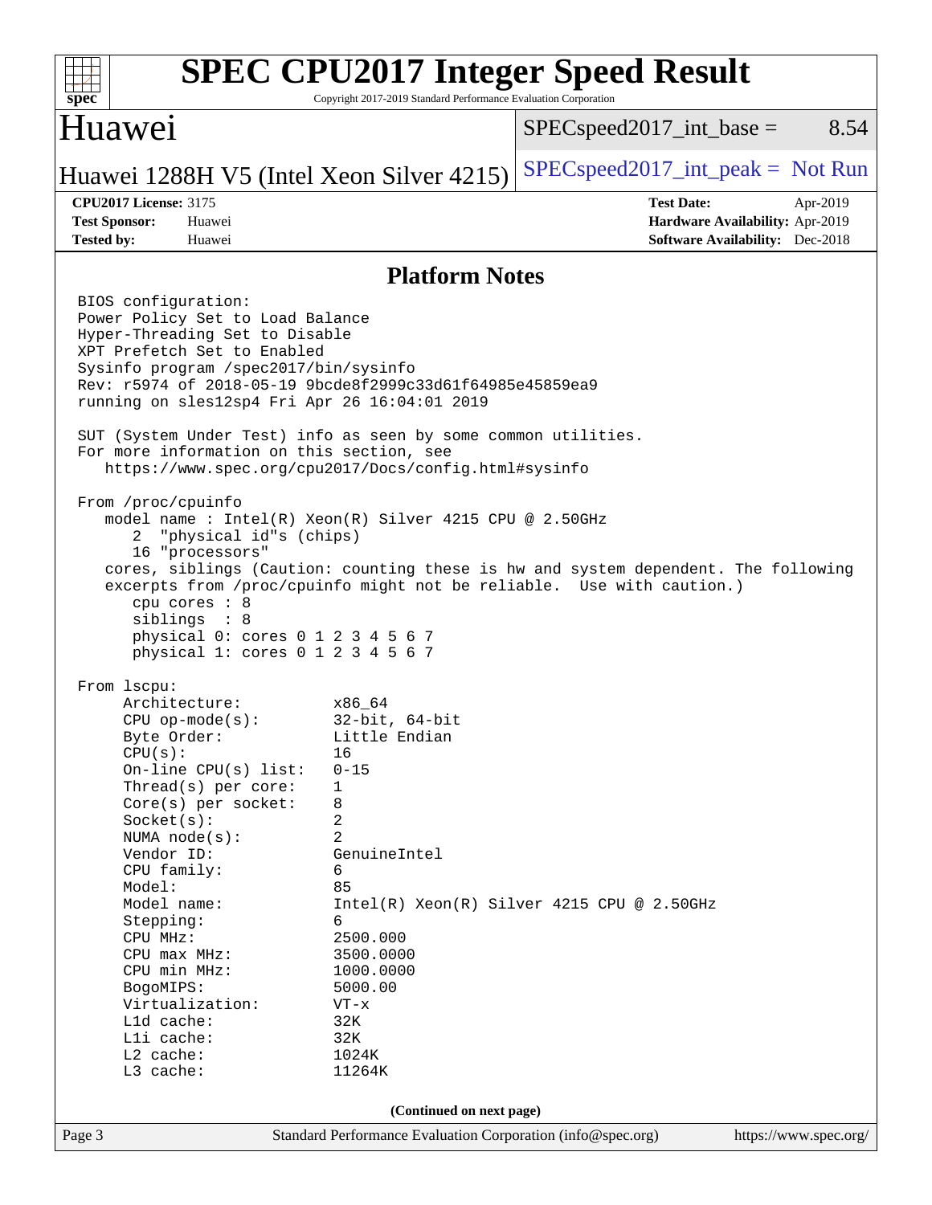# SPEC CPU2017 Integer Speed Result

Copyright 2017-2019 Standard Performance Evaluation Corporation

## Huawei

Huawei 1288H V5 (Intel Xeon Silver 4215)

SPECspeed2017_int_base = 8.54

SPECspeed2017_int_peak = Not Run

**CPU2017 License:** 3175
**Test Sponsor:** Huawei
**Tested by:** Huawei

**Test Date:** Apr-2019
**Hardware Availability:** Apr-2019
**Software Availability:** Dec-2018

## Platform Notes

```
BIOS configuration:
Power Policy Set to Load Balance
Hyper-Threading Set to Disable
XPT Prefetch Set to Enabled
Sysinfo program /spec2017/bin/sysinfo
Rev: r5974 of 2018-05-19 9bcde8f2999c33d61f64985e45859ea9
running on sles12sp4 Fri Apr 26 16:04:01 2019

SUT (System Under Test) info as seen by some common utilities.
For more information on this section, see
   https://www.spec.org/cpu2017/Docs/config.html#sysinfo

From /proc/cpuinfo
   model name : Intel(R) Xeon(R) Silver 4215 CPU @ 2.50GHz
      2  "physical id"s (chips)
      16 "processors"
   cores, siblings (Caution: counting these is hw and system dependent. The following
   excerpts from /proc/cpuinfo might not be reliable.  Use with caution.)
      cpu cores : 8
      siblings  : 8
      physical 0: cores 0 1 2 3 4 5 6 7
      physical 1: cores 0 1 2 3 4 5 6 7

From lscpu:
     Architecture:          x86_64
     CPU op-mode(s):        32-bit, 64-bit
     Byte Order:            Little Endian
     CPU(s):                16
     On-line CPU(s) list:   0-15
     Thread(s) per core:    1
     Core(s) per socket:    8
     Socket(s):             2
     NUMA node(s):          2
     Vendor ID:             GenuineIntel
     CPU family:            6
     Model:                 85
     Model name:            Intel(R) Xeon(R) Silver 4215 CPU @ 2.50GHz
     Stepping:              6
     CPU MHz:               2500.000
     CPU max MHz:           3500.0000
     CPU min MHz:           1000.0000
     BogoMIPS:              5000.00
     Virtualization:        VT-x
     L1d cache:             32K
     L1i cache:             32K
     L2 cache:              1024K
     L3 cache:              11264K
```

(Continued on next page)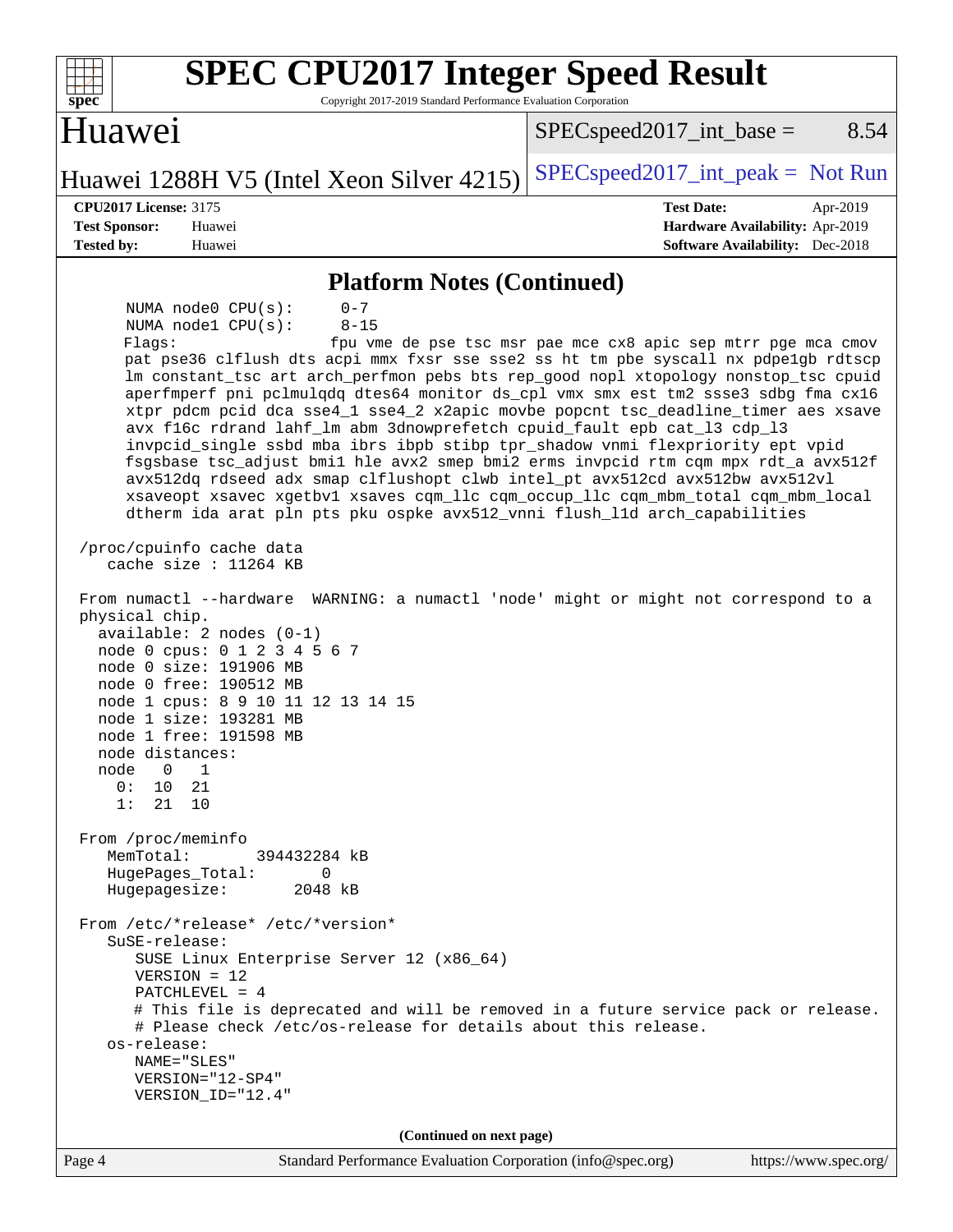# SPEC CPU2017 Integer Speed Result

Copyright 2017-2019 Standard Performance Evaluation Corporation

## Huawei

Huawei 1288H V5 (Intel Xeon Silver 4215)

SPECspeed2017_int_base = 8.54

SPECspeed2017_int_peak = Not Run

**CPU2017 License:** 3175
**Test Sponsor:** Huawei
**Tested by:** Huawei

**Test Date:** Apr-2019
**Hardware Availability:** Apr-2019
**Software Availability:** Dec-2018

### Platform Notes (Continued)

```
    NUMA node0 CPU(s):     0-7
    NUMA node1 CPU(s):     8-15
    Flags:                 fpu vme de pse tsc msr pae mce cx8 apic sep mtrr pge mca cmov
    pat pse36 clflush dts acpi mmx fxsr sse sse2 ss ht tm pbe syscall nx pdpe1gb rdtscp
    lm constant_tsc art arch_perfmon pebs bts rep_good nopl xtopology nonstop_tsc cpuid
    aperfmperf pni pclmulqdq dtes64 monitor ds_cpl vmx smx est tm2 ssse3 sdbg fma cx16
    xtpr pdcm pcid dca sse4_1 sse4_2 x2apic movbe popcnt tsc_deadline_timer aes xsave
    avx f16c rdrand lahf_lm abm 3dnowprefetch cpuid_fault epb cat_l3 cdp_l3
    invpcid_single ssbd mba ibrs ibpb stibp tpr_shadow vnmi flexpriority ept vpid
    fsgsbase tsc_adjust bmi1 hle avx2 smep bmi2 erms invpcid rtm cqm mpx rdt_a avx512f
    avx512dq rdseed adx smap clflushopt clwb intel_pt avx512cd avx512bw avx512vl
    xsaveopt xsavec xgetbv1 xsaves cqm_llc cqm_occup_llc cqm_mbm_total cqm_mbm_local
    dtherm ida arat pln pts pku ospke avx512_vnni flush_l1d arch_capabilities

 /proc/cpuinfo cache data
    cache size : 11264 KB

 From numactl --hardware  WARNING: a numactl 'node' might or might not correspond to a
 physical chip.
   available: 2 nodes (0-1)
   node 0 cpus: 0 1 2 3 4 5 6 7
   node 0 size: 191906 MB
   node 0 free: 190512 MB
   node 1 cpus: 8 9 10 11 12 13 14 15
   node 1 size: 193281 MB
   node 1 free: 191598 MB
   node distances:
   node   0   1
     0:  10  21
     1:  21  10

 From /proc/meminfo
    MemTotal:       394432284 kB
    HugePages_Total:       0
    Hugepagesize:       2048 kB

 From /etc/*release* /etc/*version*
    SuSE-release:
       SUSE Linux Enterprise Server 12 (x86_64)
       VERSION = 12
       PATCHLEVEL = 4
       # This file is deprecated and will be removed in a future service pack or release.
       # Please check /etc/os-release for details about this release.
    os-release:
       NAME="SLES"
       VERSION="12-SP4"
       VERSION_ID="12.4"
```

(Continued on next page)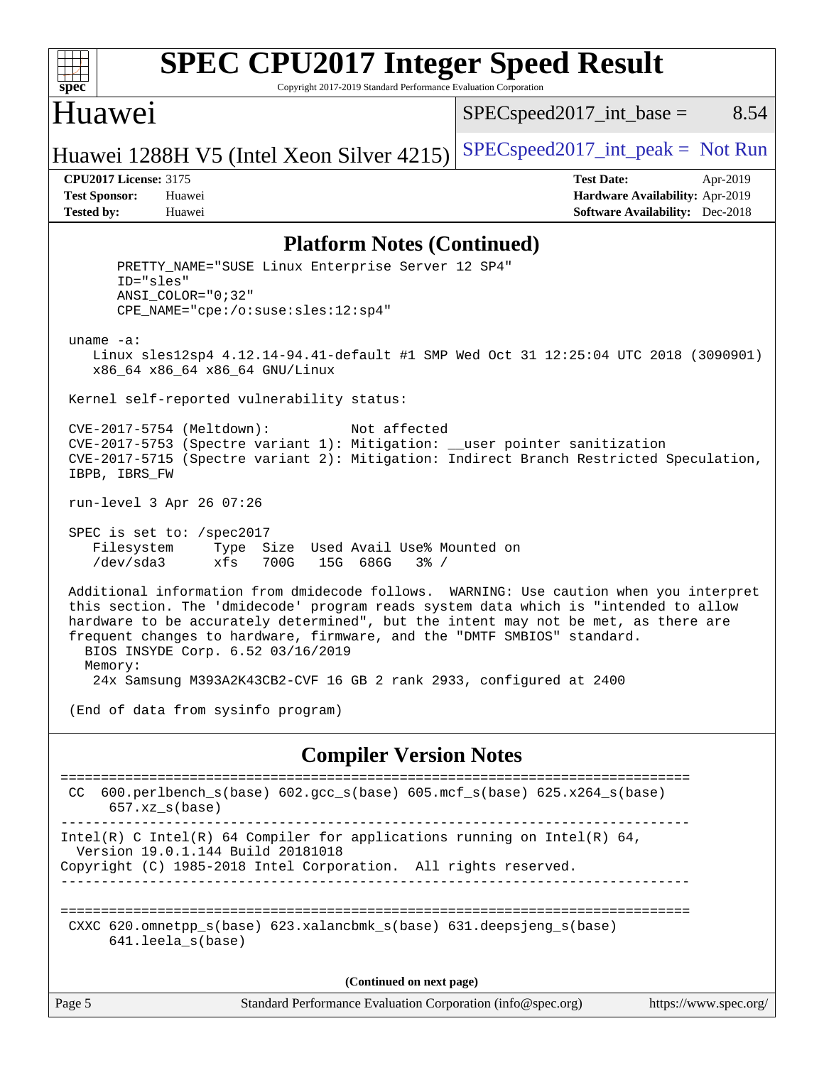## Platform Notes (Continued)

```
      PRETTY_NAME="SUSE Linux Enterprise Server 12 SP4"
      ID="sles"
      ANSI_COLOR="0;32"
      CPE_NAME="cpe:/o:suse:sles:12:sp4"

 uname -a:
    Linux sles12sp4 4.12.14-94.41-default #1 SMP Wed Oct 31 12:25:04 UTC 2018 (3090901)
    x86_64 x86_64 x86_64 GNU/Linux

 Kernel self-reported vulnerability status:

 CVE-2017-5754 (Meltdown):          Not affected
 CVE-2017-5753 (Spectre variant 1): Mitigation: __user pointer sanitization
 CVE-2017-5715 (Spectre variant 2): Mitigation: Indirect Branch Restricted Speculation,
 IBPB, IBRS_FW

 run-level 3 Apr 26 07:26

 SPEC is set to: /spec2017
    Filesystem     Type  Size  Used Avail Use% Mounted on
    /dev/sda3      xfs   700G   15G  686G   3% /

 Additional information from dmidecode follows.  WARNING: Use caution when you interpret
 this section. The 'dmidecode' program reads system data which is "intended to allow
 hardware to be accurately determined", but the intent may not be met, as there are
 frequent changes to hardware, firmware, and the "DMTF SMBIOS" standard.
   BIOS INSYDE Corp. 6.52 03/16/2019
   Memory:
    24x Samsung M393A2K43CB2-CVF 16 GB 2 rank 2933, configured at 2400

 (End of data from sysinfo program)
```

## Compiler Version Notes

```
==============================================================================
 CC  600.perlbench_s(base) 602.gcc_s(base) 605.mcf_s(base) 625.x264_s(base)
      657.xz_s(base)
------------------------------------------------------------------------------
Intel(R) C Intel(R) 64 Compiler for applications running on Intel(R) 64,
  Version 19.0.1.144 Build 20181018
Copyright (C) 1985-2018 Intel Corporation.  All rights reserved.
------------------------------------------------------------------------------

==============================================================================
 CXXC 620.omnetpp_s(base) 623.xalancbmk_s(base) 631.deepsjeng_s(base)
      641.leela_s(base)
```

(Continued on next page)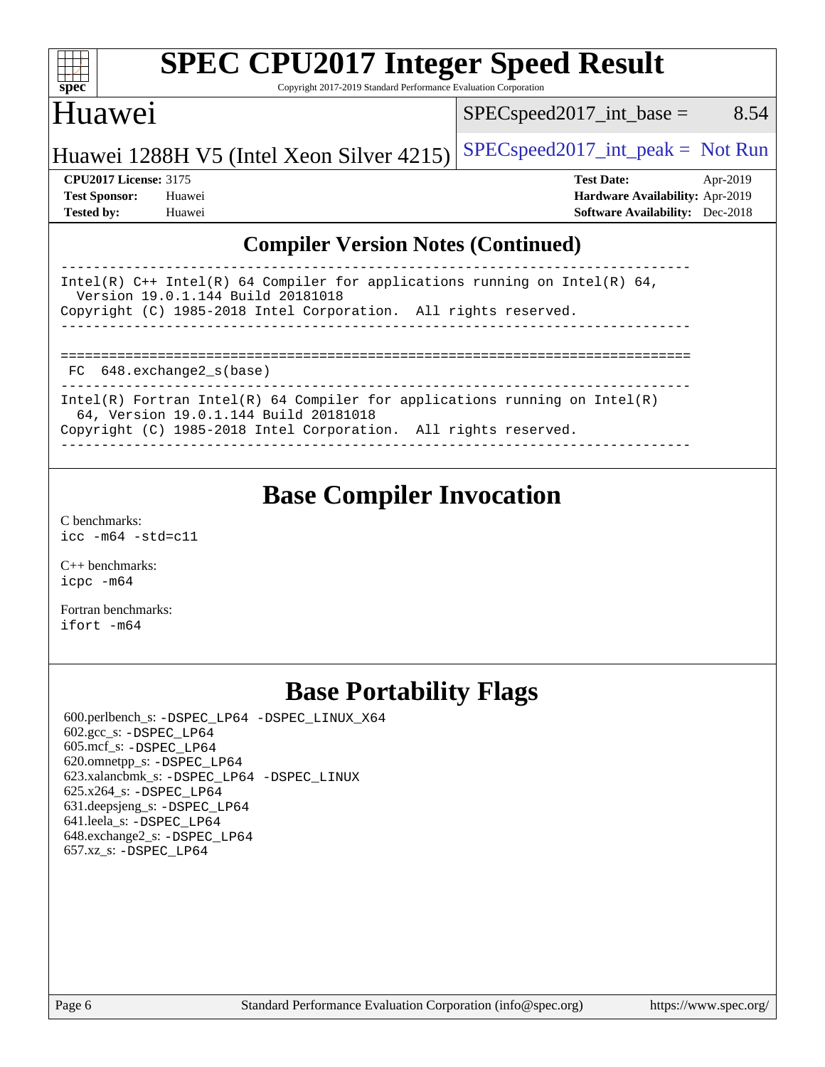## Compiler Version Notes (Continued)

```
------------------------------------------------------------------------------
Intel(R) C++ Intel(R) 64 Compiler for applications running on Intel(R) 64,
  Version 19.0.1.144 Build 20181018
Copyright (C) 1985-2018 Intel Corporation.  All rights reserved.
------------------------------------------------------------------------------

==============================================================================
 FC  648.exchange2_s(base)
------------------------------------------------------------------------------
Intel(R) Fortran Intel(R) 64 Compiler for applications running on Intel(R)
  64, Version 19.0.1.144 Build 20181018
Copyright (C) 1985-2018 Intel Corporation.  All rights reserved.
------------------------------------------------------------------------------
```

## Base Compiler Invocation

C benchmarks:
`icc -m64 -std=c11`

C++ benchmarks:
`icpc -m64`

Fortran benchmarks:
`ifort -m64`

## Base Portability Flags

600.perlbench_s: `-DSPEC_LP64 -DSPEC_LINUX_X64`
602.gcc_s: `-DSPEC_LP64`
605.mcf_s: `-DSPEC_LP64`
620.omnetpp_s: `-DSPEC_LP64`
623.xalancbmk_s: `-DSPEC_LP64 -DSPEC_LINUX`
625.x264_s: `-DSPEC_LP64`
631.deepsjeng_s: `-DSPEC_LP64`
641.leela_s: `-DSPEC_LP64`
648.exchange2_s: `-DSPEC_LP64`
657.xz_s: `-DSPEC_LP64`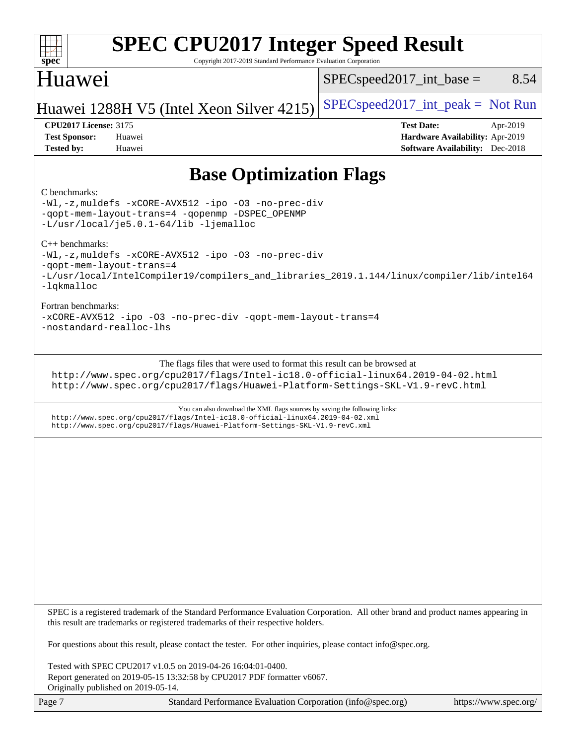# SPEC CPU2017 Integer Speed Result

Copyright 2017-2019 Standard Performance Evaluation Corporation

## Huawei

Huawei 1288H V5 (Intel Xeon Silver 4215)

SPECspeed2017_int_base = 8.54

SPECspeed2017_int_peak = Not Run

| | | | |
|---|---|---|---|
| **CPU2017 License:** | 3175 | **Test Date:** | Apr-2019 |
| **Test Sponsor:** | Huawei | **Hardware Availability:** | Apr-2019 |
| **Tested by:** | Huawei | **Software Availability:** | Dec-2018 |

## Base Optimization Flags

C benchmarks:

```
-Wl,-z,muldefs -xCORE-AVX512 -ipo -O3 -no-prec-div
-qopt-mem-layout-trans=4 -qopenmp -DSPEC_OPENMP
-L/usr/local/je5.0.1-64/lib -ljemalloc
```

C++ benchmarks:

```
-Wl,-z,muldefs -xCORE-AVX512 -ipo -O3 -no-prec-div
-qopt-mem-layout-trans=4
-L/usr/local/IntelCompiler19/compilers_and_libraries_2019.1.144/linux/compiler/lib/intel64
-lqkmalloc
```

Fortran benchmarks:

```
-xCORE-AVX512 -ipo -O3 -no-prec-div -qopt-mem-layout-trans=4
-nostandard-realloc-lhs
```

The flags files that were used to format this result can be browsed at

http://www.spec.org/cpu2017/flags/Intel-ic18.0-official-linux64.2019-04-02.html
http://www.spec.org/cpu2017/flags/Huawei-Platform-Settings-SKL-V1.9-revC.html

You can also download the XML flags sources by saving the following links:

http://www.spec.org/cpu2017/flags/Intel-ic18.0-official-linux64.2019-04-02.xml
http://www.spec.org/cpu2017/flags/Huawei-Platform-Settings-SKL-V1.9-revC.xml

SPEC is a registered trademark of the Standard Performance Evaluation Corporation. All other brand and product names appearing in this result are trademarks or registered trademarks of their respective holders.

For questions about this result, please contact the tester. For other inquiries, please contact info@spec.org.

Tested with SPEC CPU2017 v1.0.5 on 2019-04-26 16:04:01-0400.
Report generated on 2019-05-15 13:32:58 by CPU2017 PDF formatter v6067.
Originally published on 2019-05-14.